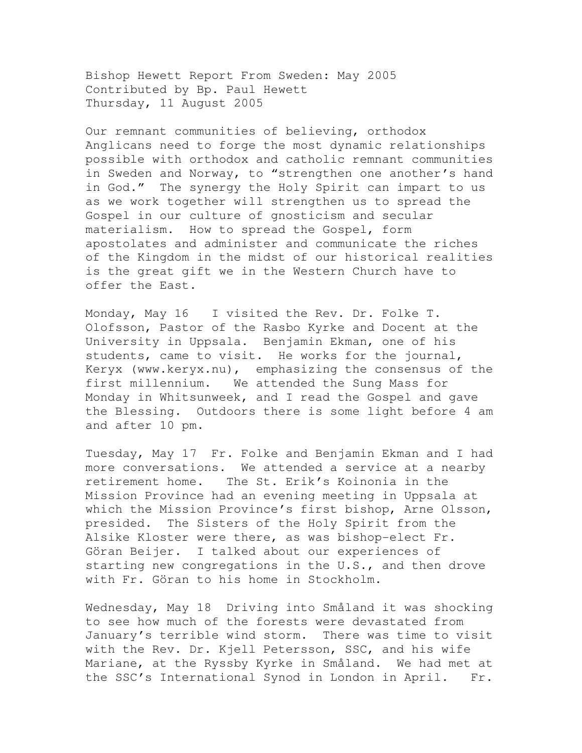# Bishop Hewett Report From Sweden: May 2005

Contributed by Bp. Paul Hewett
Thursday, 11 August 2005

Our remnant communities of believing, orthodox Anglicans need to forge the most dynamic relationships possible with orthodox and catholic remnant communities in Sweden and Norway, to "strengthen one another's hand in God." The synergy the Holy Spirit can impart to us as we work together will strengthen us to spread the Gospel in our culture of gnosticism and secular materialism. How to spread the Gospel, form apostolates and administer and communicate the riches of the Kingdom in the midst of our historical realities is the great gift we in the Western Church have to offer the East.

Monday, May 16 I visited the Rev. Dr. Folke T. Olofsson, Pastor of the Rasbo Kyrke and Docent at the University in Uppsala. Benjamin Ekman, one of his students, came to visit. He works for the journal, Keryx (www.keryx.nu), emphasizing the consensus of the first millennium. We attended the Sung Mass for Monday in Whitsunweek, and I read the Gospel and gave the Blessing. Outdoors there is some light before 4 am and after 10 pm.

Tuesday, May 17 Fr. Folke and Benjamin Ekman and I had more conversations. We attended a service at a nearby retirement home. The St. Erik's Koinonia in the Mission Province had an evening meeting in Uppsala at which the Mission Province's first bishop, Arne Olsson, presided. The Sisters of the Holy Spirit from the Alsike Kloster were there, as was bishop-elect Fr. Göran Beijer. I talked about our experiences of starting new congregations in the U.S., and then drove with Fr. Göran to his home in Stockholm.

Wednesday, May 18 Driving into Småland it was shocking to see how much of the forests were devastated from January's terrible wind storm. There was time to visit with the Rev. Dr. Kjell Petersson, SSC, and his wife Mariane, at the Ryssby Kyrke in Småland. We had met at the SSC's International Synod in London in April. Fr.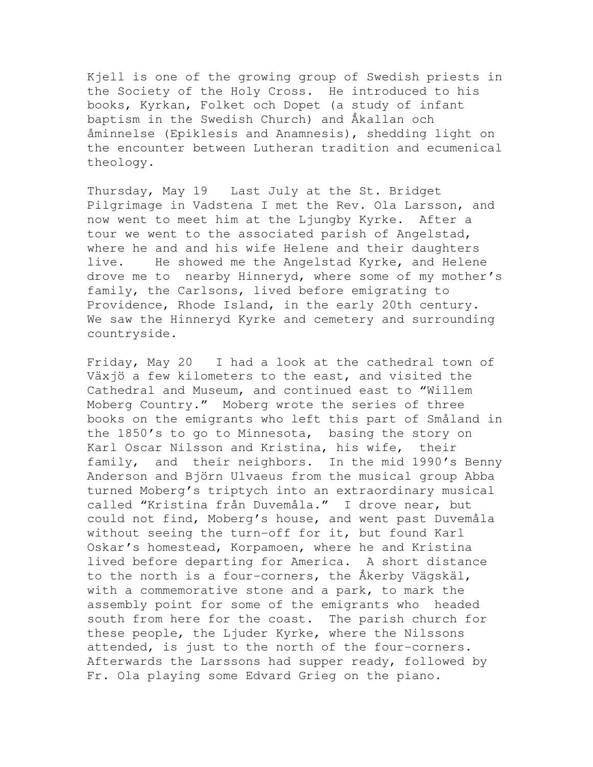Kjell is one of the growing group of Swedish priests in the Society of the Holy Cross. He introduced to his books, Kyrkan, Folket och Dopet (a study of infant baptism in the Swedish Church) and Åkallan och åminnelse (Epiklesis and Anamnesis), shedding light on the encounter between Lutheran tradition and ecumenical theology.

Thursday, May 19 Last July at the St. Bridget Pilgrimage in Vadstena I met the Rev. Ola Larsson, and now went to meet him at the Ljungby Kyrke. After a tour we went to the associated parish of Angelstad, where he and and his wife Helene and their daughters live. He showed me the Angelstad Kyrke, and Helene drove me to nearby Hinneryd, where some of my mother's family, the Carlsons, lived before emigrating to Providence, Rhode Island, in the early 20th century. We saw the Hinneryd Kyrke and cemetery and surrounding countryside.

Friday, May 20 I had a look at the cathedral town of Växjö a few kilometers to the east, and visited the Cathedral and Museum, and continued east to "Willem Moberg Country." Moberg wrote the series of three books on the emigrants who left this part of Småland in the 1850's to go to Minnesota, basing the story on Karl Oscar Nilsson and Kristina, his wife, their family, and their neighbors. In the mid 1990's Benny Anderson and Björn Ulvaeus from the musical group Abba turned Moberg's triptych into an extraordinary musical called "Kristina från Duvemåla." I drove near, but could not find, Moberg's house, and went past Duvemåla without seeing the turn-off for it, but found Karl Oskar's homestead, Korpamoen, where he and Kristina lived before departing for America. A short distance to the north is a four-corners, the Åkerby Vägskäl, with a commemorative stone and a park, to mark the assembly point for some of the emigrants who headed south from here for the coast. The parish church for these people, the Ljuder Kyrke, where the Nilssons attended, is just to the north of the four-corners. Afterwards the Larssons had supper ready, followed by Fr. Ola playing some Edvard Grieg on the piano.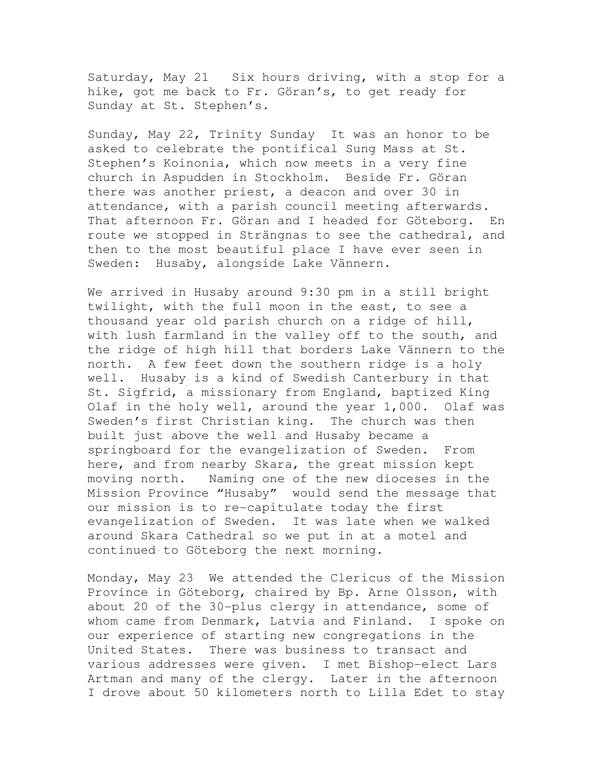Saturday, May 21   Six hours driving, with a stop for a hike, got me back to Fr. Göran's, to get ready for Sunday at St. Stephen's.

Sunday, May 22, Trinity Sunday  It was an honor to be asked to celebrate the pontifical Sung Mass at St. Stephen's Koinonia, which now meets in a very fine church in Aspudden in Stockholm.  Beside Fr. Göran there was another priest, a deacon and over 30 in attendance, with a parish council meeting afterwards.  That afternoon Fr. Göran and I headed for Göteborg.  En route we stopped in Strängnas to see the cathedral, and then to the most beautiful place I have ever seen in Sweden:  Husaby, alongside Lake Vännern.

We arrived in Husaby around 9:30 pm in a still bright twilight, with the full moon in the east, to see a thousand year old parish church on a ridge of hill, with lush farmland in the valley off to the south, and the ridge of high hill that borders Lake Vännern to the north.  A few feet down the southern ridge is a holy well.  Husaby is a kind of Swedish Canterbury in that St. Sigfrid, a missionary from England, baptized King Olaf in the holy well, around the year 1,000.  Olaf was Sweden's first Christian king.  The church was then built just above the well and Husaby became a springboard for the evangelization of Sweden.  From here, and from nearby Skara, the great mission kept moving north.   Naming one of the new dioceses in the Mission Province "Husaby"  would send the message that our mission is to re-capitulate today the first evangelization of Sweden.  It was late when we walked around Skara Cathedral so we put in at a motel and continued to Göteborg the next morning.

Monday, May 23  We attended the Clericus of the Mission Province in Göteborg, chaired by Bp. Arne Olsson, with about 20 of the 30-plus clergy in attendance, some of whom came from Denmark, Latvia and Finland.  I spoke on our experience of starting new congregations in the United States.  There was business to transact and various addresses were given.  I met Bishop-elect Lars Artman and many of the clergy.  Later in the afternoon I drove about 50 kilometers north to Lilla Edet to stay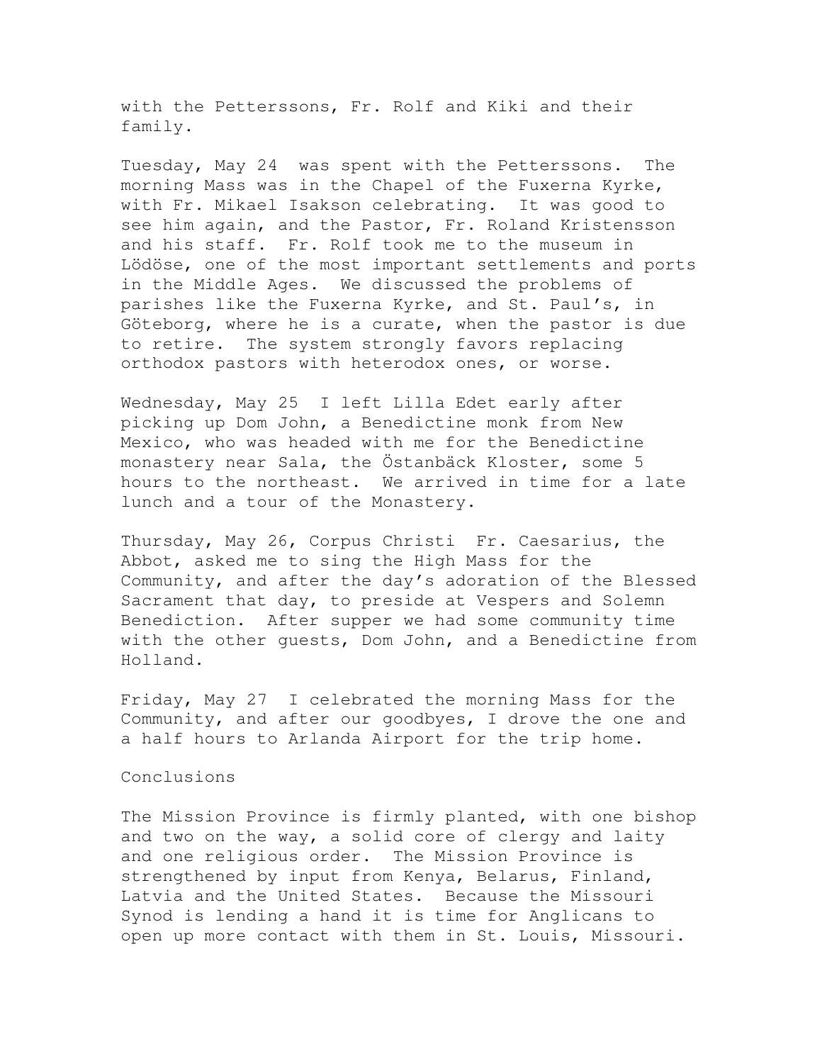with the Petterssons, Fr. Rolf and Kiki and their family.

Tuesday, May 24 was spent with the Petterssons. The morning Mass was in the Chapel of the Fuxerna Kyrke, with Fr. Mikael Isakson celebrating. It was good to see him again, and the Pastor, Fr. Roland Kristensson and his staff. Fr. Rolf took me to the museum in Lödöse, one of the most important settlements and ports in the Middle Ages. We discussed the problems of parishes like the Fuxerna Kyrke, and St. Paul's, in Göteborg, where he is a curate, when the pastor is due to retire. The system strongly favors replacing orthodox pastors with heterodox ones, or worse.

Wednesday, May 25 I left Lilla Edet early after picking up Dom John, a Benedictine monk from New Mexico, who was headed with me for the Benedictine monastery near Sala, the Östanbäck Kloster, some 5 hours to the northeast. We arrived in time for a late lunch and a tour of the Monastery.

Thursday, May 26, Corpus Christi Fr. Caesarius, the Abbot, asked me to sing the High Mass for the Community, and after the day's adoration of the Blessed Sacrament that day, to preside at Vespers and Solemn Benediction. After supper we had some community time with the other guests, Dom John, and a Benedictine from Holland.

Friday, May 27 I celebrated the morning Mass for the Community, and after our goodbyes, I drove the one and a half hours to Arlanda Airport for the trip home.

Conclusions

The Mission Province is firmly planted, with one bishop and two on the way, a solid core of clergy and laity and one religious order. The Mission Province is strengthened by input from Kenya, Belarus, Finland, Latvia and the United States. Because the Missouri Synod is lending a hand it is time for Anglicans to open up more contact with them in St. Louis, Missouri.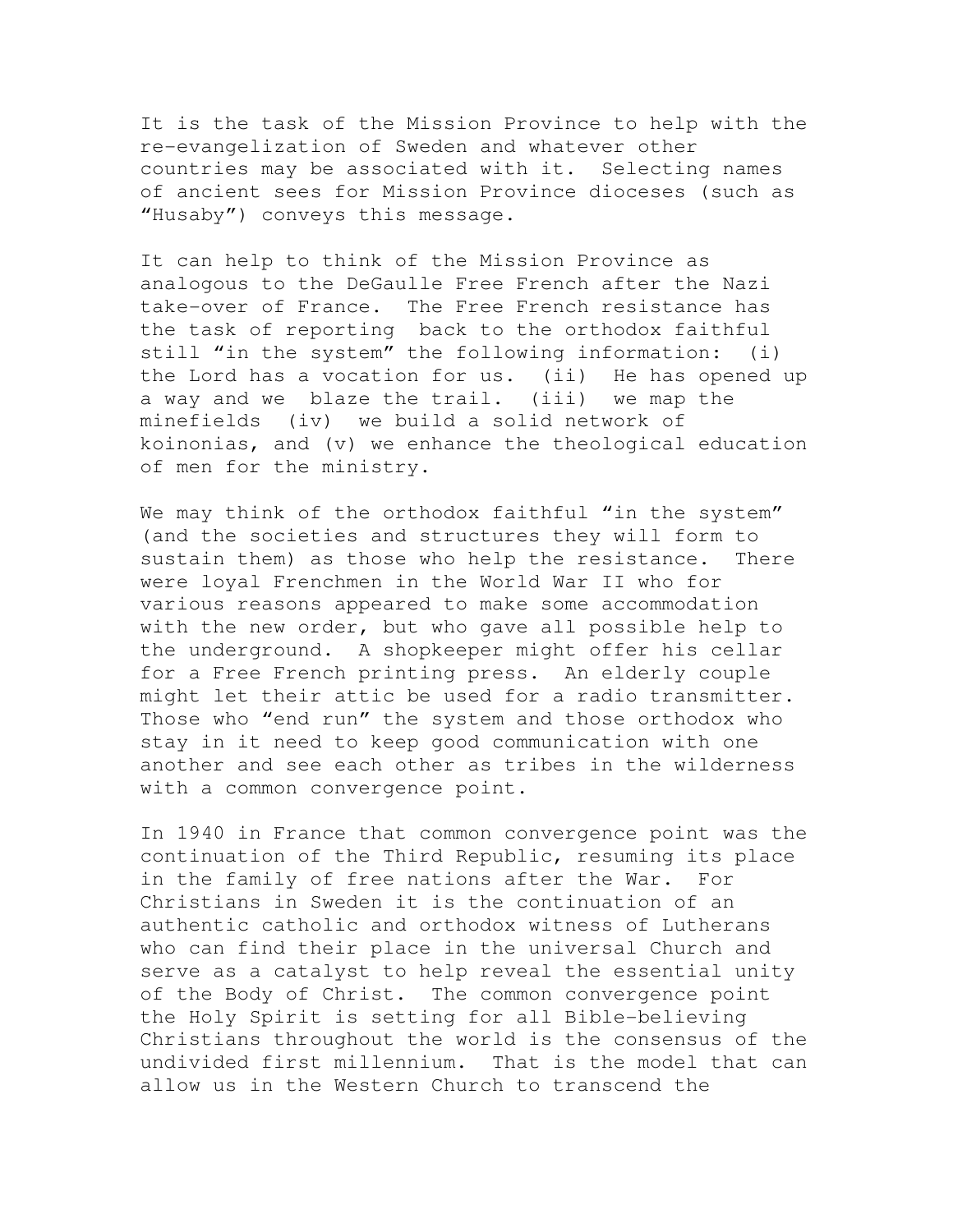It is the task of the Mission Province to help with the re-evangelization of Sweden and whatever other countries may be associated with it. Selecting names of ancient sees for Mission Province dioceses (such as "Husaby") conveys this message.

It can help to think of the Mission Province as analogous to the DeGaulle Free French after the Nazi take-over of France. The Free French resistance has the task of reporting back to the orthodox faithful still "in the system" the following information: (i) the Lord has a vocation for us. (ii) He has opened up a way and we blaze the trail. (iii) we map the minefields (iv) we build a solid network of koinonias, and (v) we enhance the theological education of men for the ministry.

We may think of the orthodox faithful "in the system" (and the societies and structures they will form to sustain them) as those who help the resistance. There were loyal Frenchmen in the World War II who for various reasons appeared to make some accommodation with the new order, but who gave all possible help to the underground. A shopkeeper might offer his cellar for a Free French printing press. An elderly couple might let their attic be used for a radio transmitter. Those who "end run" the system and those orthodox who stay in it need to keep good communication with one another and see each other as tribes in the wilderness with a common convergence point.

In 1940 in France that common convergence point was the continuation of the Third Republic, resuming its place in the family of free nations after the War. For Christians in Sweden it is the continuation of an authentic catholic and orthodox witness of Lutherans who can find their place in the universal Church and serve as a catalyst to help reveal the essential unity of the Body of Christ. The common convergence point the Holy Spirit is setting for all Bible-believing Christians throughout the world is the consensus of the undivided first millennium. That is the model that can allow us in the Western Church to transcend the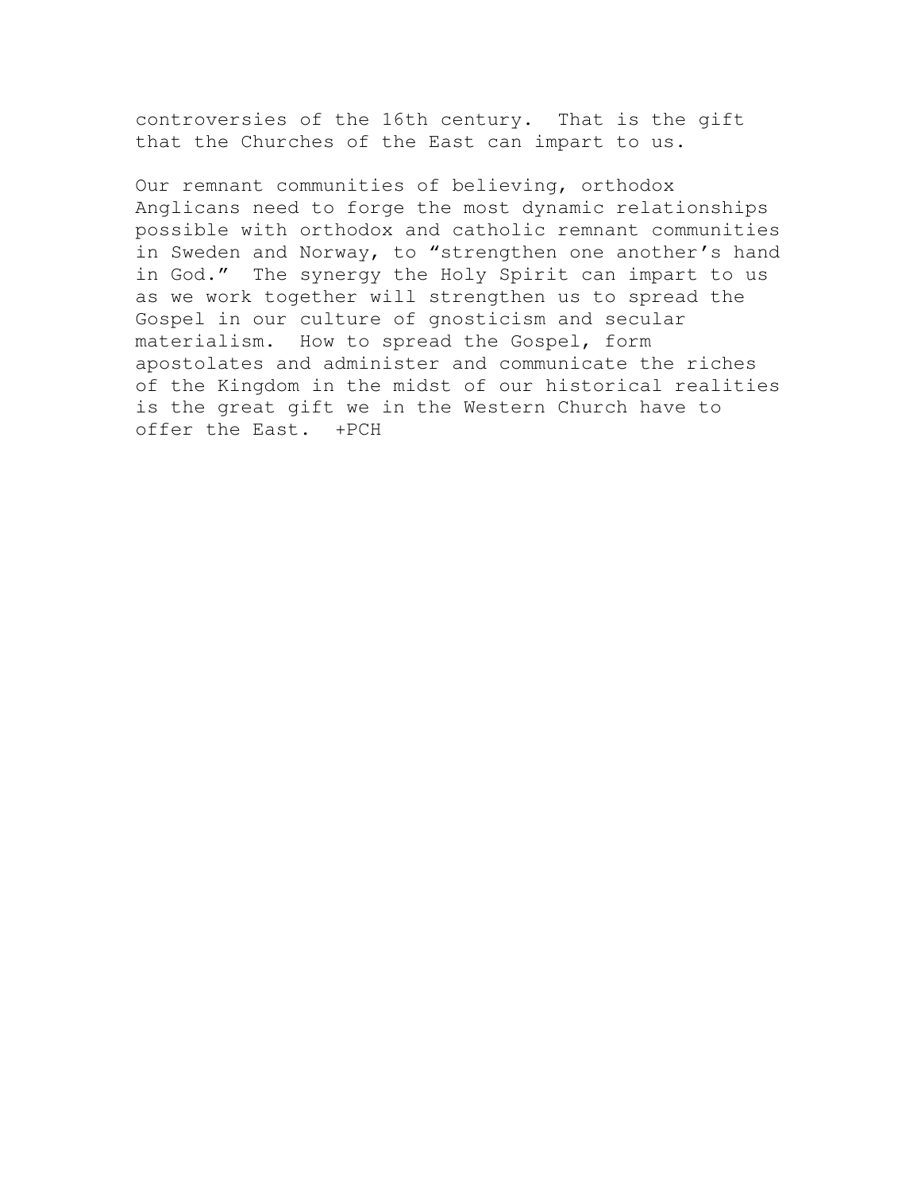controversies of the 16th century. That is the gift that the Churches of the East can impart to us.

Our remnant communities of believing, orthodox Anglicans need to forge the most dynamic relationships possible with orthodox and catholic remnant communities in Sweden and Norway, to "strengthen one another's hand in God." The synergy the Holy Spirit can impart to us as we work together will strengthen us to spread the Gospel in our culture of gnosticism and secular materialism. How to spread the Gospel, form apostolates and administer and communicate the riches of the Kingdom in the midst of our historical realities is the great gift we in the Western Church have to offer the East. +PCH